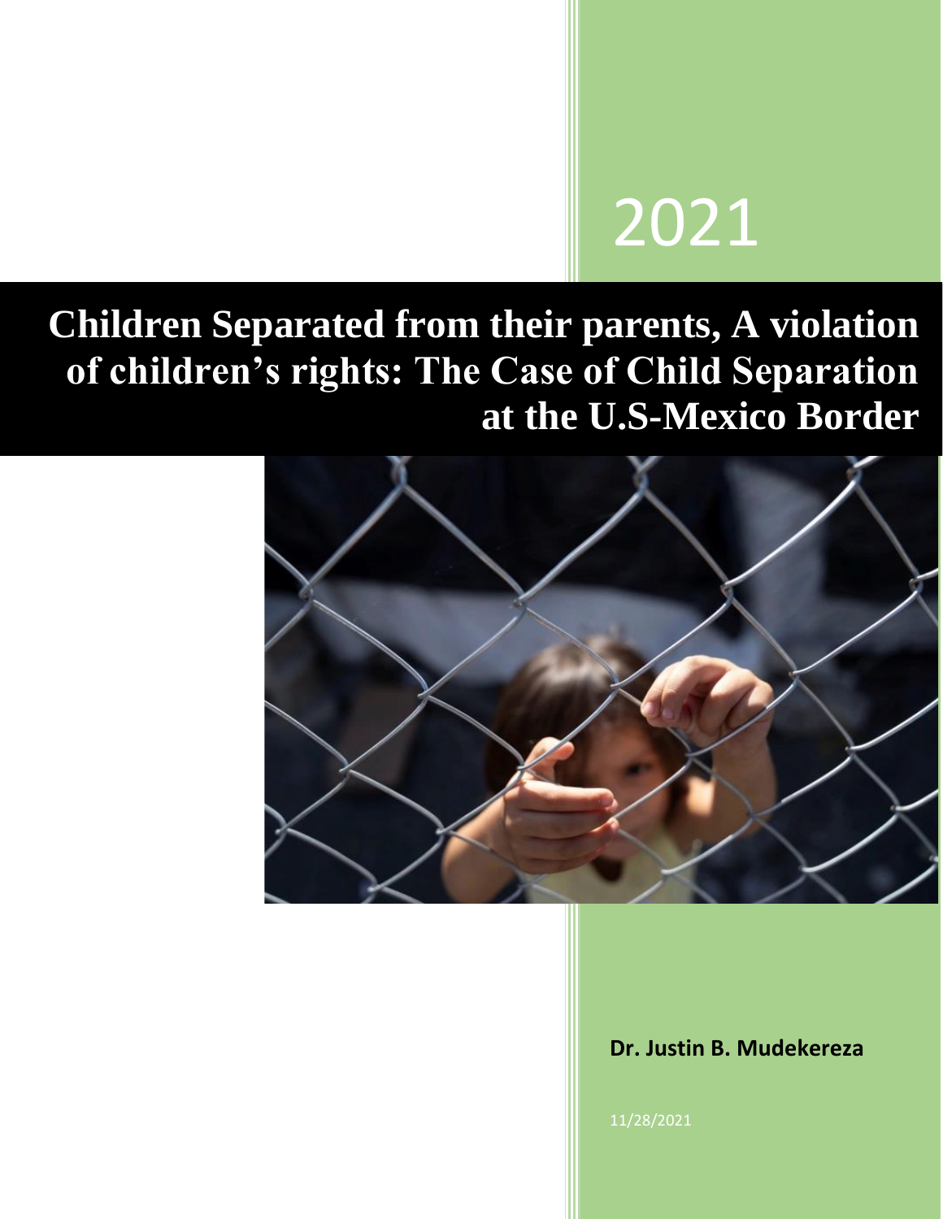2021

# Children Separated from their parents, A violation of children's rights: The Case of Child Separation at the U.S-Mexico Border

**Dr. Justin B. Mudekereza**

11/28/2021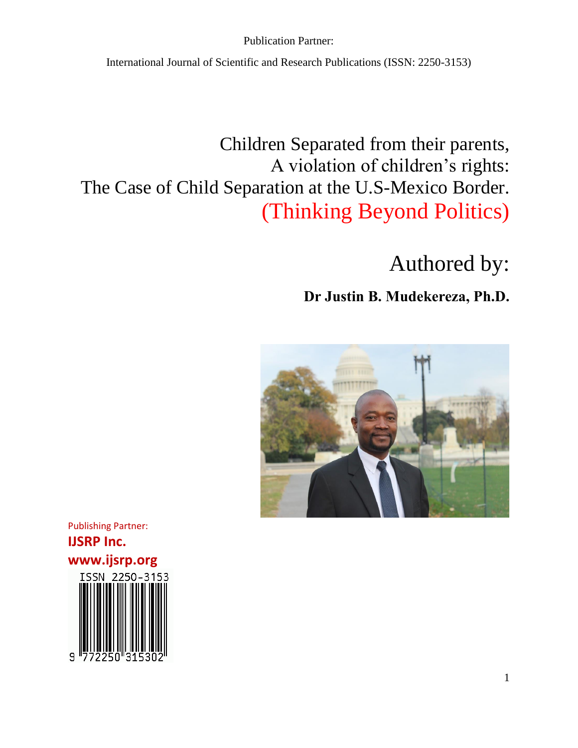Publication Partner:

International Journal of Scientific and Research Publications (ISSN: 2250-3153)

# Children Separated from their parents, A violation of children's rights: The Case of Child Separation at the U.S-Mexico Border. (Thinking Beyond Politics)

## Authored by:

**Dr Justin B. Mudekereza, Ph.D.**

Publishing Partner:

**IJSRP Inc.**

**www.ijsrp.org**

ISSN 2250-3153

9 772250 315302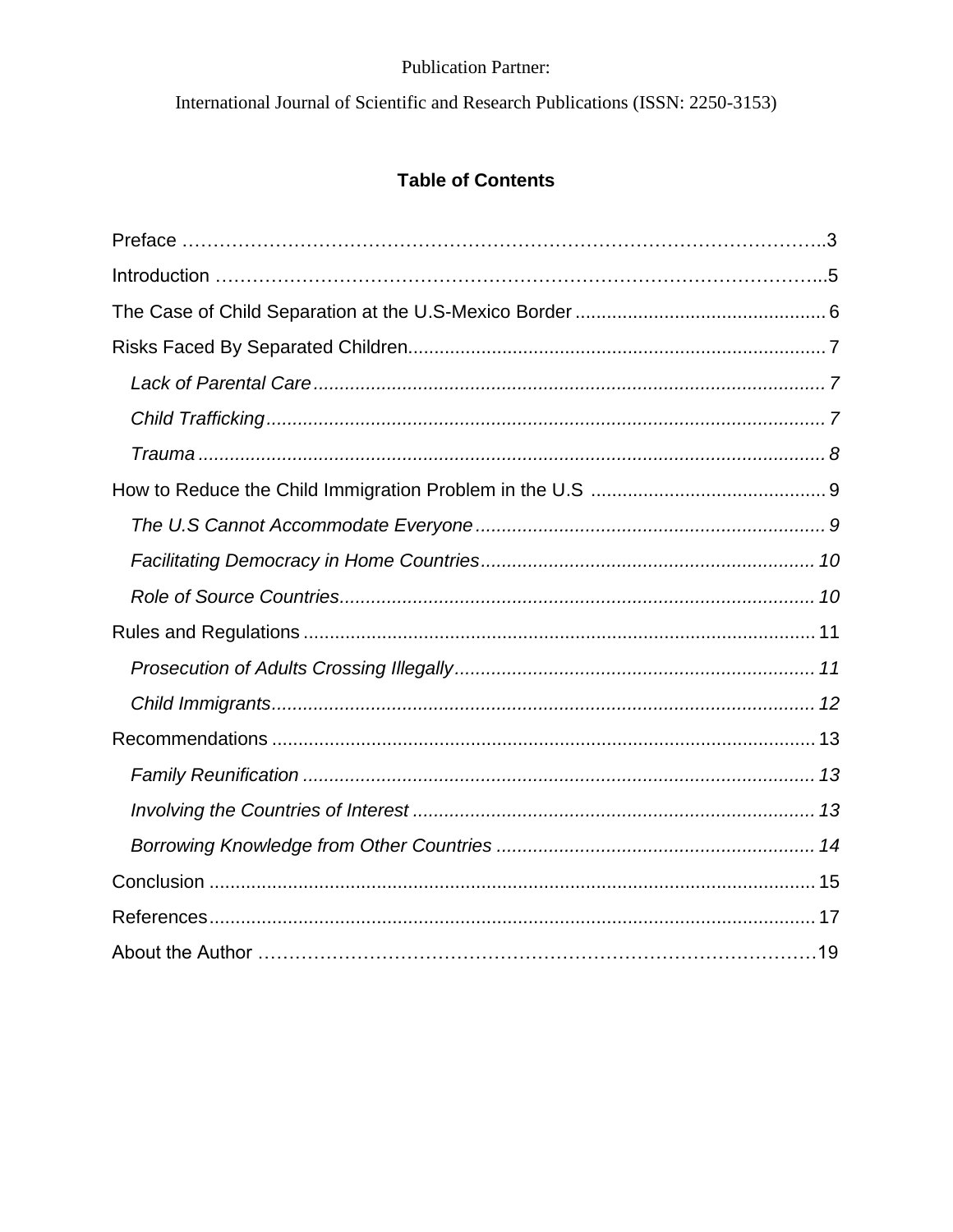Publication Partner:

International Journal of Scientific and Research Publications (ISSN: 2250-3153)

## Table of Contents

Preface ..........................................................................................3

Introduction ..........................................................................................5

The Case of Child Separation at the U.S-Mexico Border .......................... 6

Risks Faced By Separated Children.......................................................... 7

*Lack of Parental Care*.......................................................................... 7

*Child Trafficking*.................................................................................. 7

*Trauma*............................................................................................... 8

How to Reduce the Child Immigration Problem in the U.S .......................... 9

*The U.S Cannot Accommodate Everyone*.............................................. 9

*Facilitating Democracy in Home Countries*............................................ 10

*Role of Source Countries*.................................................................... 10

Rules and Regulations ........................................................................... 11

*Prosecution of Adults Crossing Illegally*................................................ 11

*Child Immigrants*................................................................................ 12

Recommendations ................................................................................. 13

*Family Reunification* .......................................................................... 13

*Involving the Countries of Interest* ...................................................... 13

*Borrowing Knowledge from Other Countries* ........................................ 14

Conclusion ............................................................................................ 15

References............................................................................................ 17

About the Author ................................................................................... 19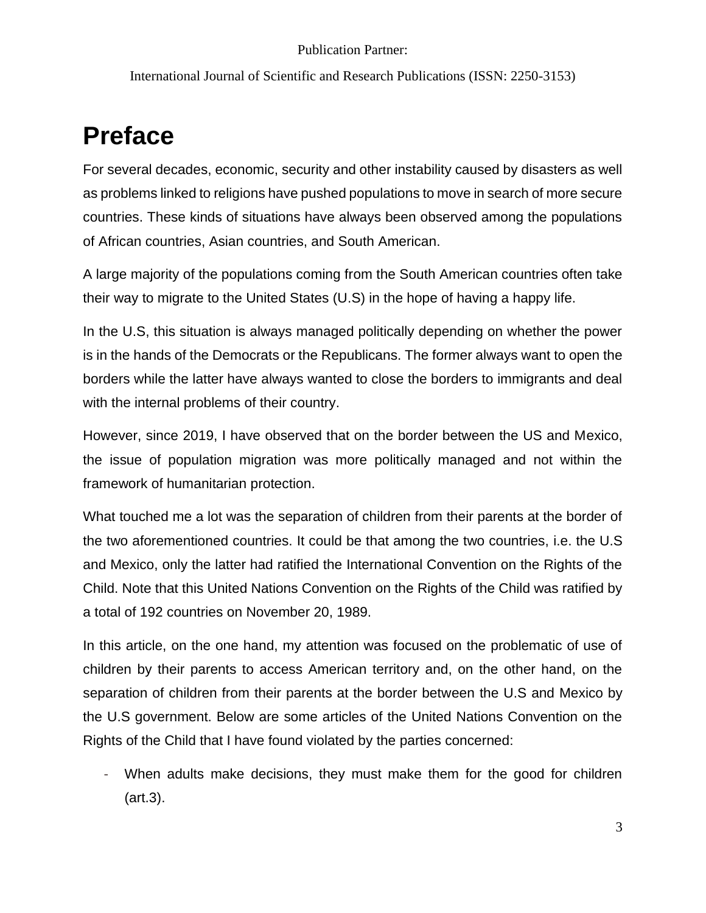# Preface

For several decades, economic, security and other instability caused by disasters as well as problems linked to religions have pushed populations to move in search of more secure countries. These kinds of situations have always been observed among the populations of African countries, Asian countries, and South American.

A large majority of the populations coming from the South American countries often take their way to migrate to the United States (U.S) in the hope of having a happy life.

In the U.S, this situation is always managed politically depending on whether the power is in the hands of the Democrats or the Republicans. The former always want to open the borders while the latter have always wanted to close the borders to immigrants and deal with the internal problems of their country.

However, since 2019, I have observed that on the border between the US and Mexico, the issue of population migration was more politically managed and not within the framework of humanitarian protection.

What touched me a lot was the separation of children from their parents at the border of the two aforementioned countries. It could be that among the two countries, i.e. the U.S and Mexico, only the latter had ratified the International Convention on the Rights of the Child. Note that this United Nations Convention on the Rights of the Child was ratified by a total of 192 countries on November 20, 1989.

In this article, on the one hand, my attention was focused on the problematic of use of children by their parents to access American territory and, on the other hand, on the separation of children from their parents at the border between the U.S and Mexico by the U.S government. Below are some articles of the United Nations Convention on the Rights of the Child that I have found violated by the parties concerned:

- When adults make decisions, they must make them for the good for children (art.3).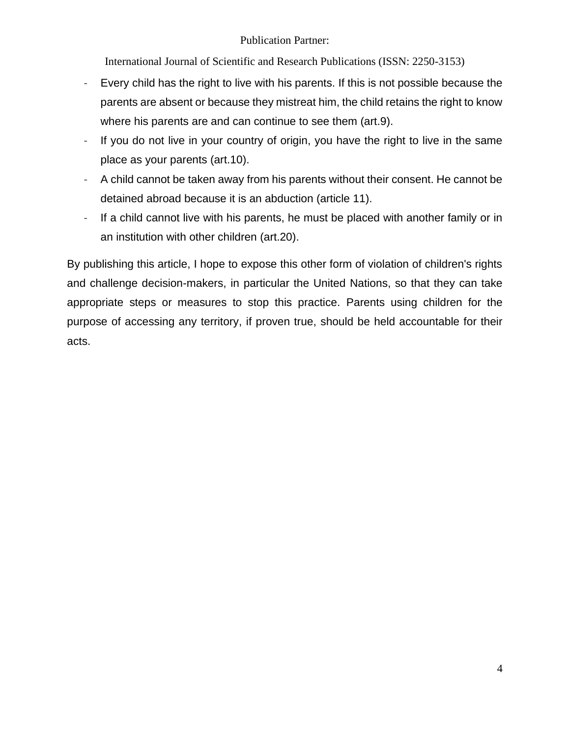- Every child has the right to live with his parents. If this is not possible because the parents are absent or because they mistreat him, the child retains the right to know where his parents are and can continue to see them (art.9).
- If you do not live in your country of origin, you have the right to live in the same place as your parents (art.10).
- A child cannot be taken away from his parents without their consent. He cannot be detained abroad because it is an abduction (article 11).
- If a child cannot live with his parents, he must be placed with another family or in an institution with other children (art.20).

By publishing this article, I hope to expose this other form of violation of children's rights and challenge decision-makers, in particular the United Nations, so that they can take appropriate steps or measures to stop this practice. Parents using children for the purpose of accessing any territory, if proven true, should be held accountable for their acts.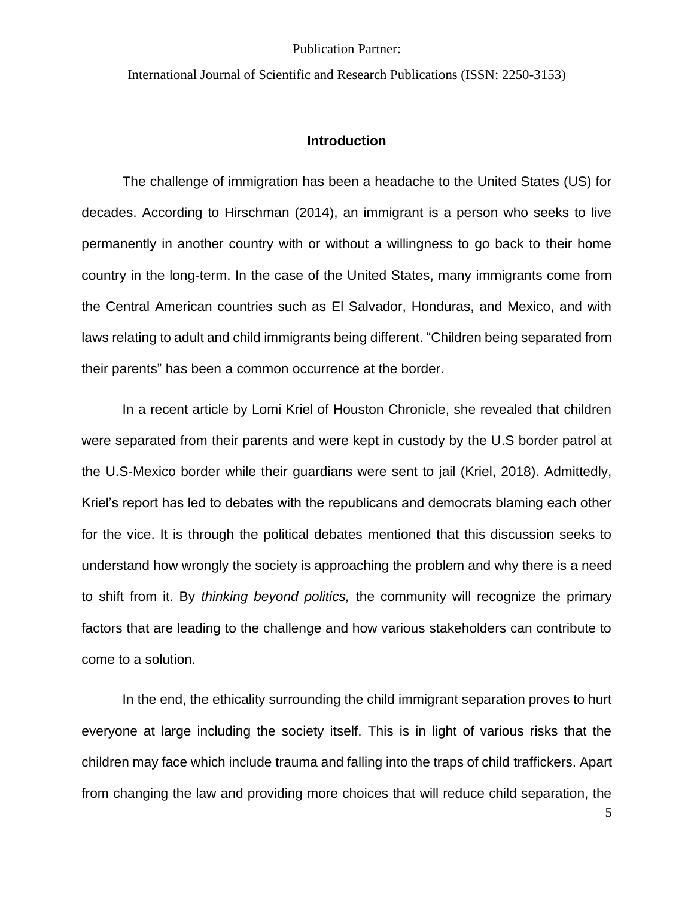## Introduction

The challenge of immigration has been a headache to the United States (US) for decades. According to Hirschman (2014), an immigrant is a person who seeks to live permanently in another country with or without a willingness to go back to their home country in the long-term. In the case of the United States, many immigrants come from the Central American countries such as El Salvador, Honduras, and Mexico, and with laws relating to adult and child immigrants being different. "Children being separated from their parents" has been a common occurrence at the border.

In a recent article by Lomi Kriel of Houston Chronicle, she revealed that children were separated from their parents and were kept in custody by the U.S border patrol at the U.S-Mexico border while their guardians were sent to jail (Kriel, 2018). Admittedly, Kriel's report has led to debates with the republicans and democrats blaming each other for the vice. It is through the political debates mentioned that this discussion seeks to understand how wrongly the society is approaching the problem and why there is a need to shift from it. By *thinking beyond politics,* the community will recognize the primary factors that are leading to the challenge and how various stakeholders can contribute to come to a solution.

In the end, the ethicality surrounding the child immigrant separation proves to hurt everyone at large including the society itself. This is in light of various risks that the children may face which include trauma and falling into the traps of child traffickers. Apart from changing the law and providing more choices that will reduce child separation, the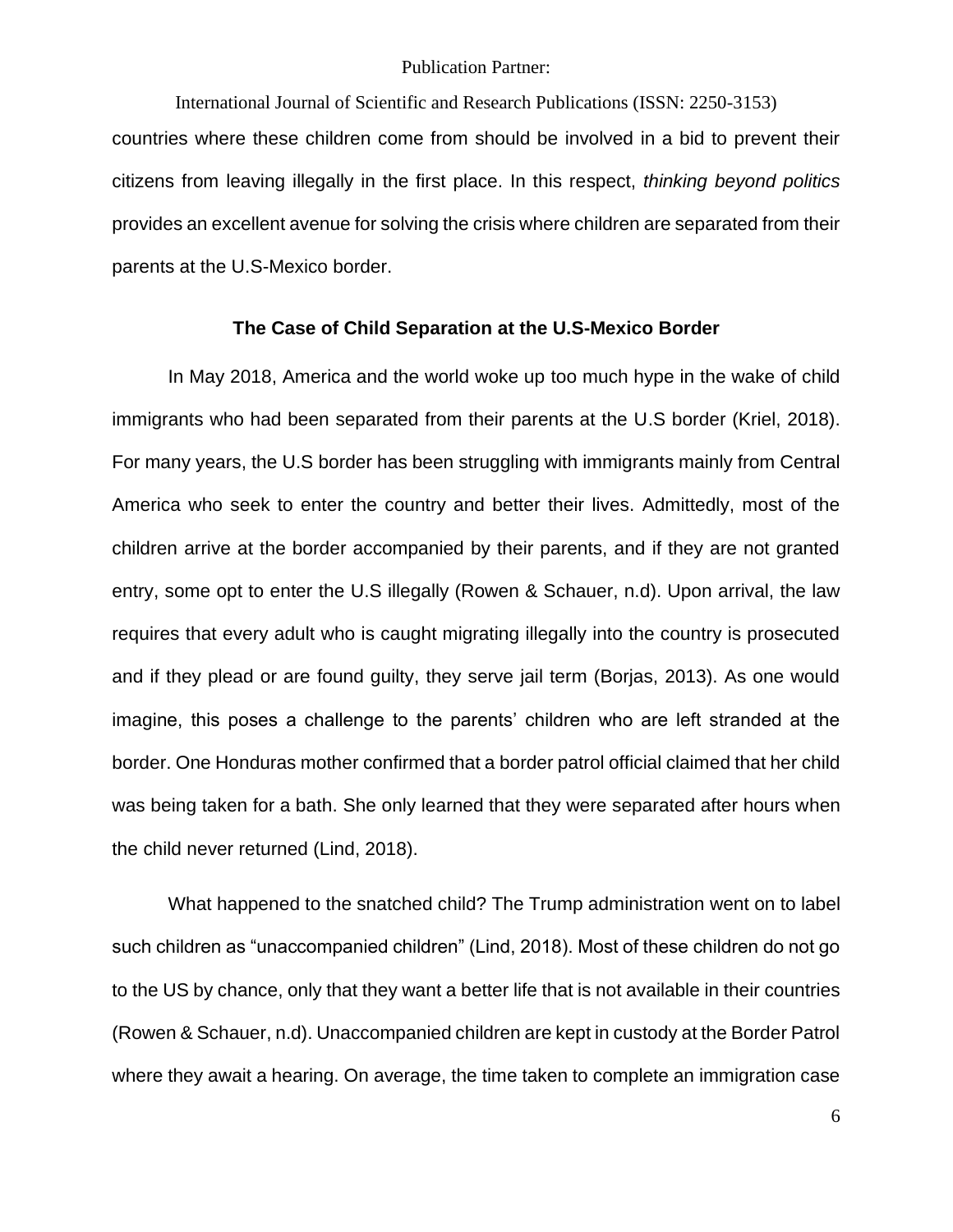countries where these children come from should be involved in a bid to prevent their citizens from leaving illegally in the first place. In this respect, *thinking beyond politics* provides an excellent avenue for solving the crisis where children are separated from their parents at the U.S-Mexico border.

## The Case of Child Separation at the U.S-Mexico Border

In May 2018, America and the world woke up too much hype in the wake of child immigrants who had been separated from their parents at the U.S border (Kriel, 2018). For many years, the U.S border has been struggling with immigrants mainly from Central America who seek to enter the country and better their lives. Admittedly, most of the children arrive at the border accompanied by their parents, and if they are not granted entry, some opt to enter the U.S illegally (Rowen & Schauer, n.d). Upon arrival, the law requires that every adult who is caught migrating illegally into the country is prosecuted and if they plead or are found guilty, they serve jail term (Borjas, 2013). As one would imagine, this poses a challenge to the parents' children who are left stranded at the border. One Honduras mother confirmed that a border patrol official claimed that her child was being taken for a bath. She only learned that they were separated after hours when the child never returned (Lind, 2018).

What happened to the snatched child? The Trump administration went on to label such children as "unaccompanied children" (Lind, 2018). Most of these children do not go to the US by chance, only that they want a better life that is not available in their countries (Rowen & Schauer, n.d). Unaccompanied children are kept in custody at the Border Patrol where they await a hearing. On average, the time taken to complete an immigration case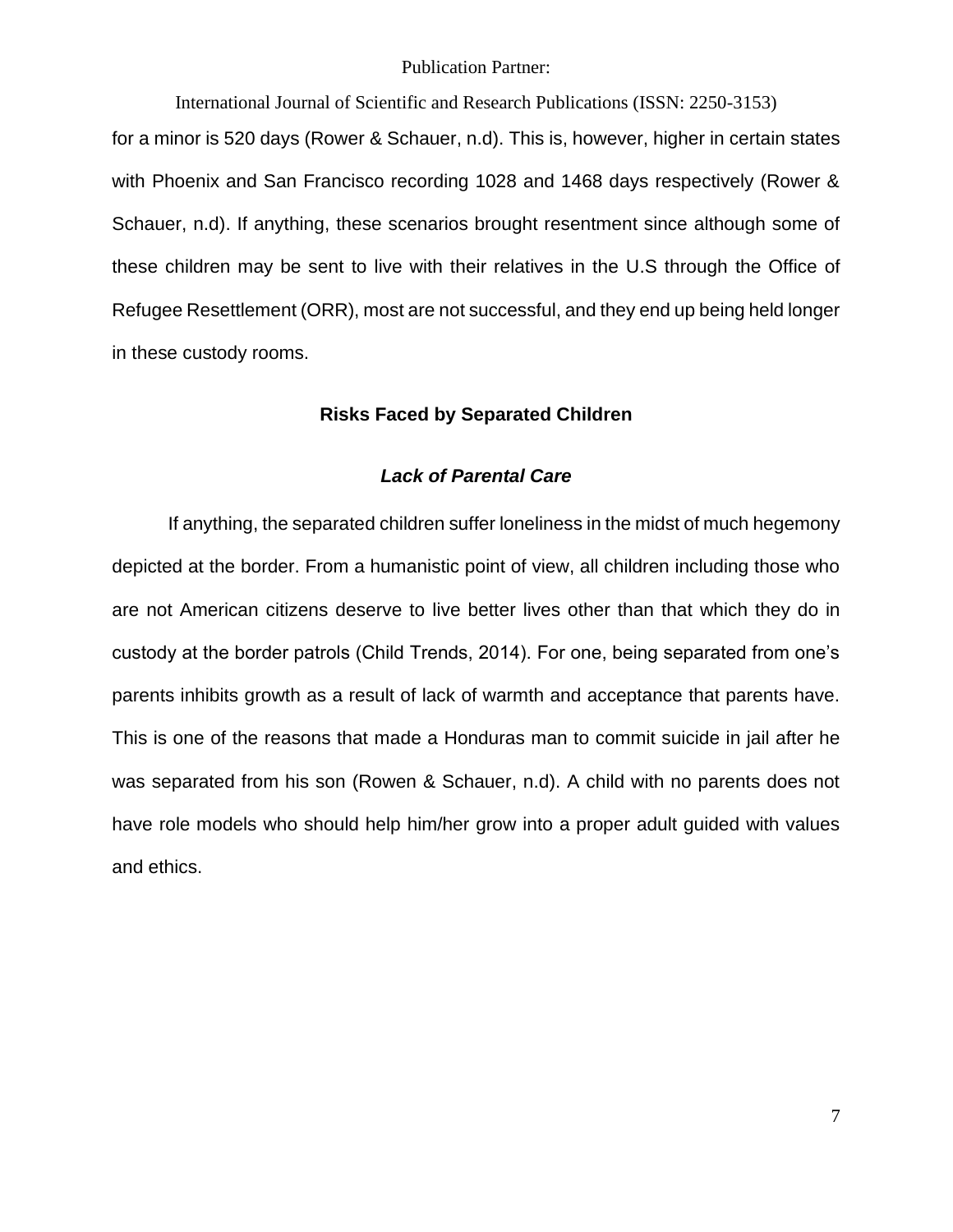for a minor is 520 days (Rower & Schauer, n.d). This is, however, higher in certain states with Phoenix and San Francisco recording 1028 and 1468 days respectively (Rower & Schauer, n.d). If anything, these scenarios brought resentment since although some of these children may be sent to live with their relatives in the U.S through the Office of Refugee Resettlement (ORR), most are not successful, and they end up being held longer in these custody rooms.

## Risks Faced by Separated Children

### *Lack of Parental Care*

If anything, the separated children suffer loneliness in the midst of much hegemony depicted at the border. From a humanistic point of view, all children including those who are not American citizens deserve to live better lives other than that which they do in custody at the border patrols (Child Trends, 2014). For one, being separated from one's parents inhibits growth as a result of lack of warmth and acceptance that parents have. This is one of the reasons that made a Honduras man to commit suicide in jail after he was separated from his son (Rowen & Schauer, n.d). A child with no parents does not have role models who should help him/her grow into a proper adult guided with values and ethics.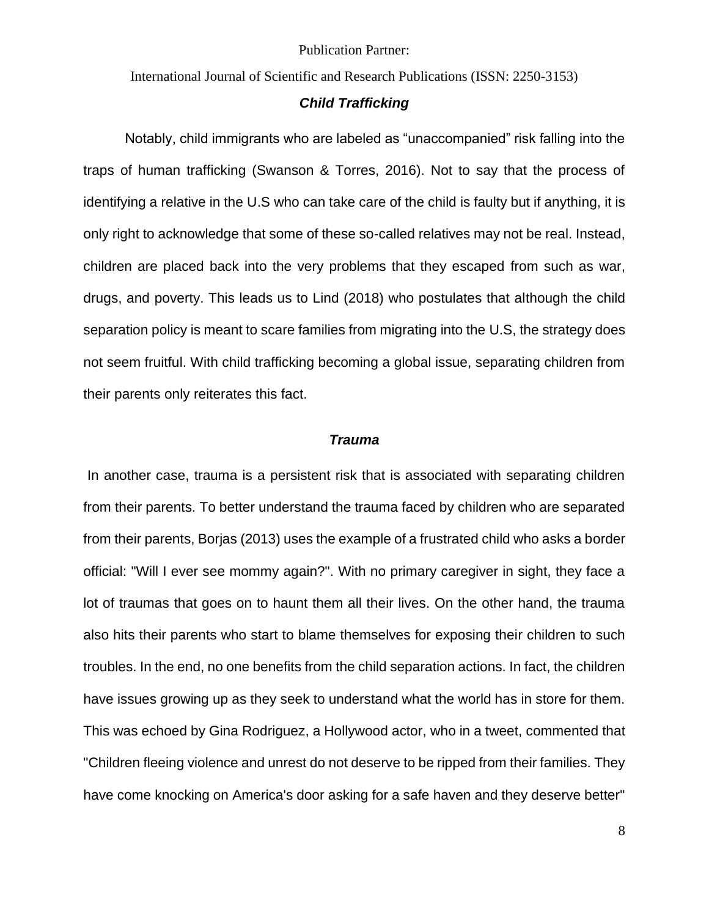### *Child Trafficking*

Notably, child immigrants who are labeled as "unaccompanied" risk falling into the traps of human trafficking (Swanson & Torres, 2016). Not to say that the process of identifying a relative in the U.S who can take care of the child is faulty but if anything, it is only right to acknowledge that some of these so-called relatives may not be real. Instead, children are placed back into the very problems that they escaped from such as war, drugs, and poverty. This leads us to Lind (2018) who postulates that although the child separation policy is meant to scare families from migrating into the U.S, the strategy does not seem fruitful. With child trafficking becoming a global issue, separating children from their parents only reiterates this fact.

### *Trauma*

In another case, trauma is a persistent risk that is associated with separating children from their parents. To better understand the trauma faced by children who are separated from their parents, Borjas (2013) uses the example of a frustrated child who asks a border official: "Will I ever see mommy again?". With no primary caregiver in sight, they face a lot of traumas that goes on to haunt them all their lives. On the other hand, the trauma also hits their parents who start to blame themselves for exposing their children to such troubles. In the end, no one benefits from the child separation actions. In fact, the children have issues growing up as they seek to understand what the world has in store for them. This was echoed by Gina Rodriguez, a Hollywood actor, who in a tweet, commented that "Children fleeing violence and unrest do not deserve to be ripped from their families. They have come knocking on America's door asking for a safe haven and they deserve better"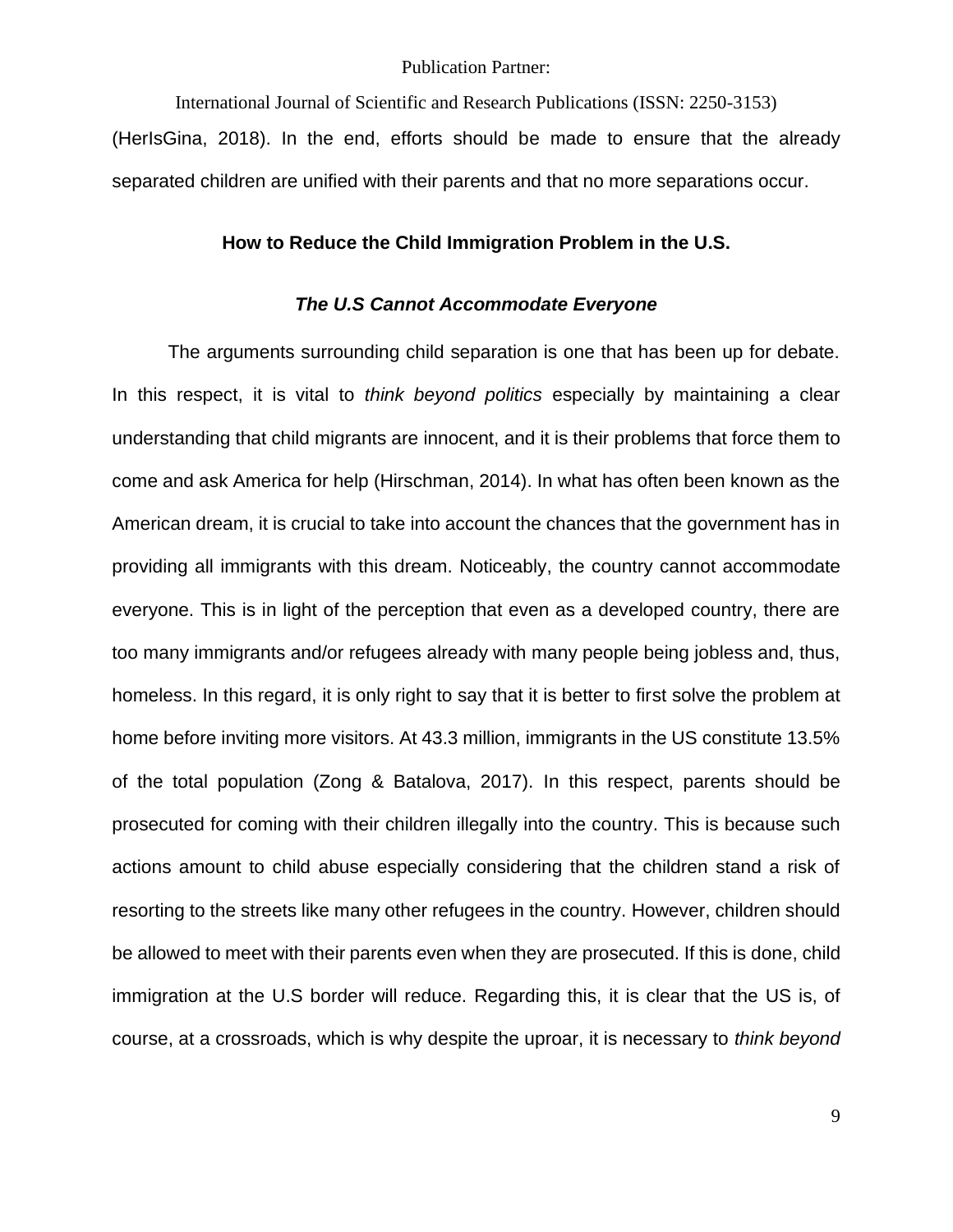(HerIsGina, 2018). In the end, efforts should be made to ensure that the already separated children are unified with their parents and that no more separations occur.

## How to Reduce the Child Immigration Problem in the U.S.

### *The U.S Cannot Accommodate Everyone*

The arguments surrounding child separation is one that has been up for debate. In this respect, it is vital to *think beyond politics* especially by maintaining a clear understanding that child migrants are innocent, and it is their problems that force them to come and ask America for help (Hirschman, 2014). In what has often been known as the American dream, it is crucial to take into account the chances that the government has in providing all immigrants with this dream. Noticeably, the country cannot accommodate everyone. This is in light of the perception that even as a developed country, there are too many immigrants and/or refugees already with many people being jobless and, thus, homeless. In this regard, it is only right to say that it is better to first solve the problem at home before inviting more visitors. At 43.3 million, immigrants in the US constitute 13.5% of the total population (Zong & Batalova, 2017). In this respect, parents should be prosecuted for coming with their children illegally into the country. This is because such actions amount to child abuse especially considering that the children stand a risk of resorting to the streets like many other refugees in the country. However, children should be allowed to meet with their parents even when they are prosecuted. If this is done, child immigration at the U.S border will reduce. Regarding this, it is clear that the US is, of course, at a crossroads, which is why despite the uproar, it is necessary to *think beyond*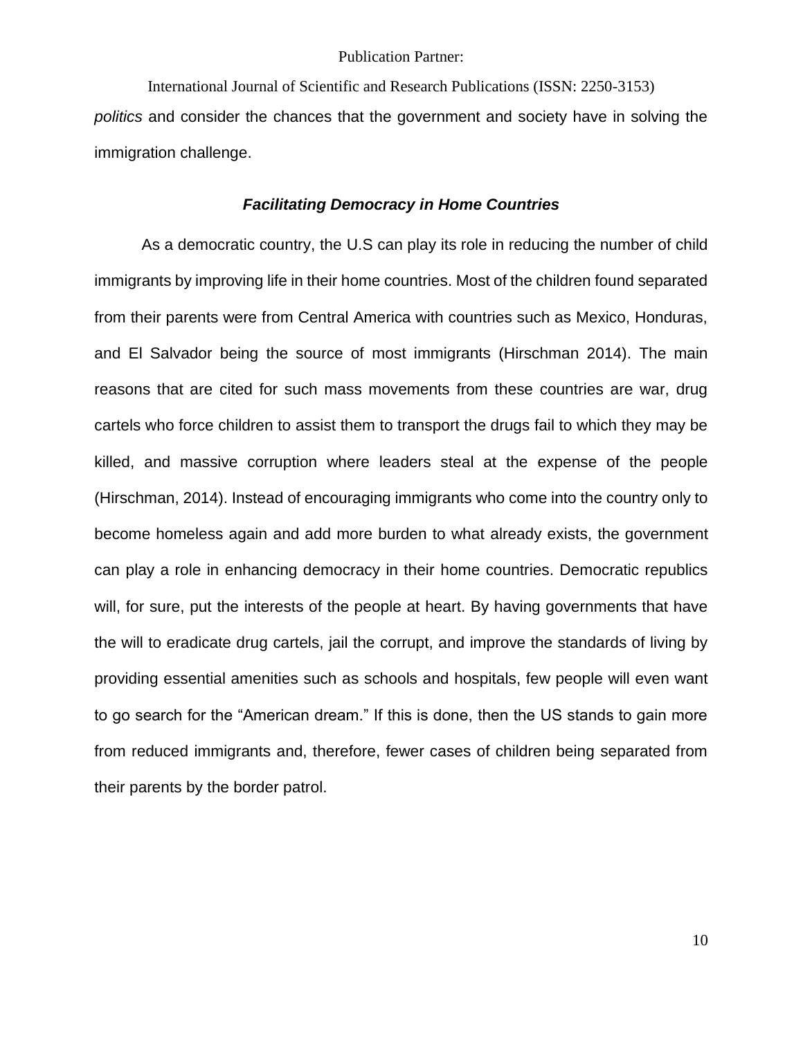*politics* and consider the chances that the government and society have in solving the immigration challenge.

### ***Facilitating Democracy in Home Countries***

As a democratic country, the U.S can play its role in reducing the number of child immigrants by improving life in their home countries. Most of the children found separated from their parents were from Central America with countries such as Mexico, Honduras, and El Salvador being the source of most immigrants (Hirschman 2014). The main reasons that are cited for such mass movements from these countries are war, drug cartels who force children to assist them to transport the drugs fail to which they may be killed, and massive corruption where leaders steal at the expense of the people (Hirschman, 2014). Instead of encouraging immigrants who come into the country only to become homeless again and add more burden to what already exists, the government can play a role in enhancing democracy in their home countries. Democratic republics will, for sure, put the interests of the people at heart. By having governments that have the will to eradicate drug cartels, jail the corrupt, and improve the standards of living by providing essential amenities such as schools and hospitals, few people will even want to go search for the "American dream." If this is done, then the US stands to gain more from reduced immigrants and, therefore, fewer cases of children being separated from their parents by the border patrol.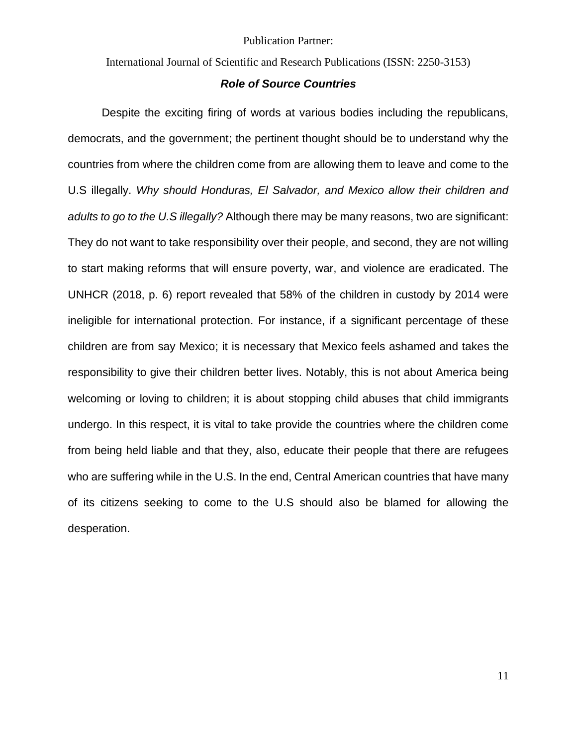### ***Role of Source Countries***

Despite the exciting firing of words at various bodies including the republicans, democrats, and the government; the pertinent thought should be to understand why the countries from where the children come from are allowing them to leave and come to the U.S illegally. *Why should Honduras, El Salvador, and Mexico allow their children and adults to go to the U.S illegally?* Although there may be many reasons, two are significant: They do not want to take responsibility over their people, and second, they are not willing to start making reforms that will ensure poverty, war, and violence are eradicated. The UNHCR (2018, p. 6) report revealed that 58% of the children in custody by 2014 were ineligible for international protection. For instance, if a significant percentage of these children are from say Mexico; it is necessary that Mexico feels ashamed and takes the responsibility to give their children better lives. Notably, this is not about America being welcoming or loving to children; it is about stopping child abuses that child immigrants undergo. In this respect, it is vital to take provide the countries where the children come from being held liable and that they, also, educate their people that there are refugees who are suffering while in the U.S. In the end, Central American countries that have many of its citizens seeking to come to the U.S should also be blamed for allowing the desperation.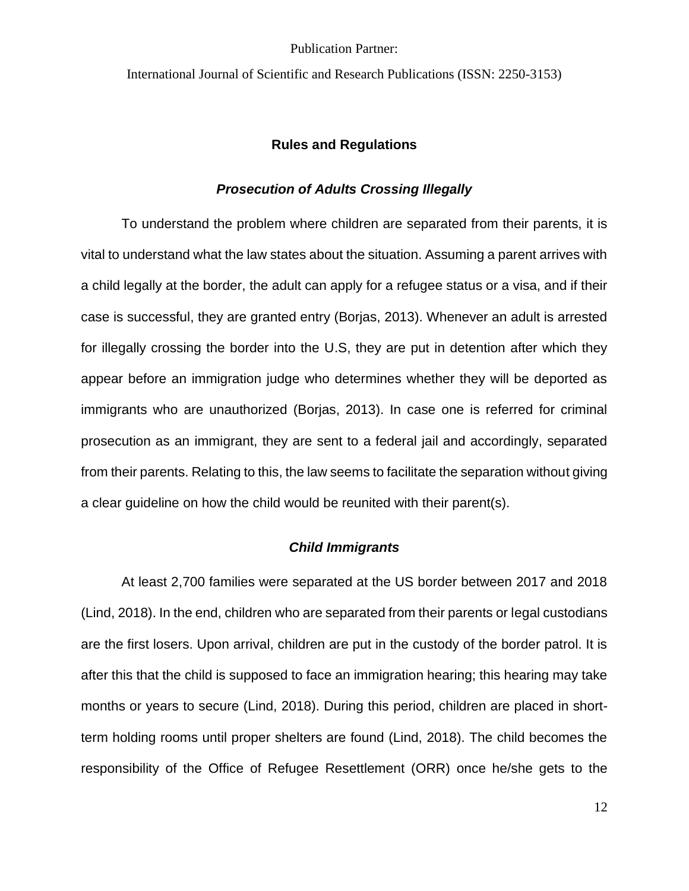## Rules and Regulations

### *Prosecution of Adults Crossing Illegally*

To understand the problem where children are separated from their parents, it is vital to understand what the law states about the situation. Assuming a parent arrives with a child legally at the border, the adult can apply for a refugee status or a visa, and if their case is successful, they are granted entry (Borjas, 2013). Whenever an adult is arrested for illegally crossing the border into the U.S, they are put in detention after which they appear before an immigration judge who determines whether they will be deported as immigrants who are unauthorized (Borjas, 2013). In case one is referred for criminal prosecution as an immigrant, they are sent to a federal jail and accordingly, separated from their parents. Relating to this, the law seems to facilitate the separation without giving a clear guideline on how the child would be reunited with their parent(s).

### *Child Immigrants*

At least 2,700 families were separated at the US border between 2017 and 2018 (Lind, 2018). In the end, children who are separated from their parents or legal custodians are the first losers. Upon arrival, children are put in the custody of the border patrol. It is after this that the child is supposed to face an immigration hearing; this hearing may take months or years to secure (Lind, 2018). During this period, children are placed in short-term holding rooms until proper shelters are found (Lind, 2018). The child becomes the responsibility of the Office of Refugee Resettlement (ORR) once he/she gets to the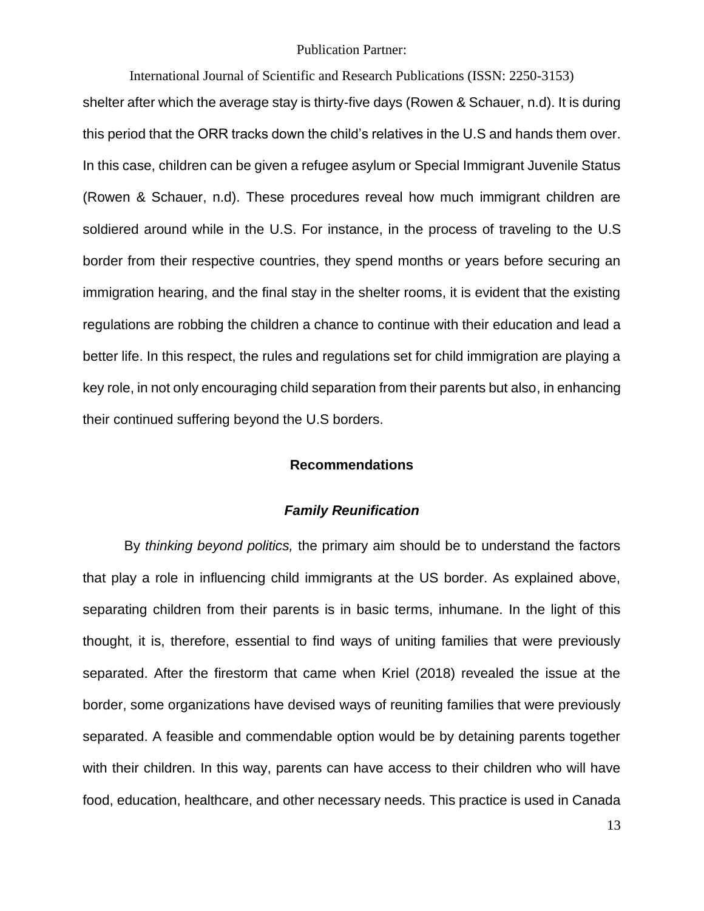shelter after which the average stay is thirty-five days (Rowen & Schauer, n.d). It is during this period that the ORR tracks down the child's relatives in the U.S and hands them over. In this case, children can be given a refugee asylum or Special Immigrant Juvenile Status (Rowen & Schauer, n.d). These procedures reveal how much immigrant children are soldiered around while in the U.S. For instance, in the process of traveling to the U.S border from their respective countries, they spend months or years before securing an immigration hearing, and the final stay in the shelter rooms, it is evident that the existing regulations are robbing the children a chance to continue with their education and lead a better life. In this respect, the rules and regulations set for child immigration are playing a key role, in not only encouraging child separation from their parents but also, in enhancing their continued suffering beyond the U.S borders.

## Recommendations

### *Family Reunification*

By *thinking beyond politics,* the primary aim should be to understand the factors that play a role in influencing child immigrants at the US border. As explained above, separating children from their parents is in basic terms, inhumane. In the light of this thought, it is, therefore, essential to find ways of uniting families that were previously separated. After the firestorm that came when Kriel (2018) revealed the issue at the border, some organizations have devised ways of reuniting families that were previously separated. A feasible and commendable option would be by detaining parents together with their children. In this way, parents can have access to their children who will have food, education, healthcare, and other necessary needs. This practice is used in Canada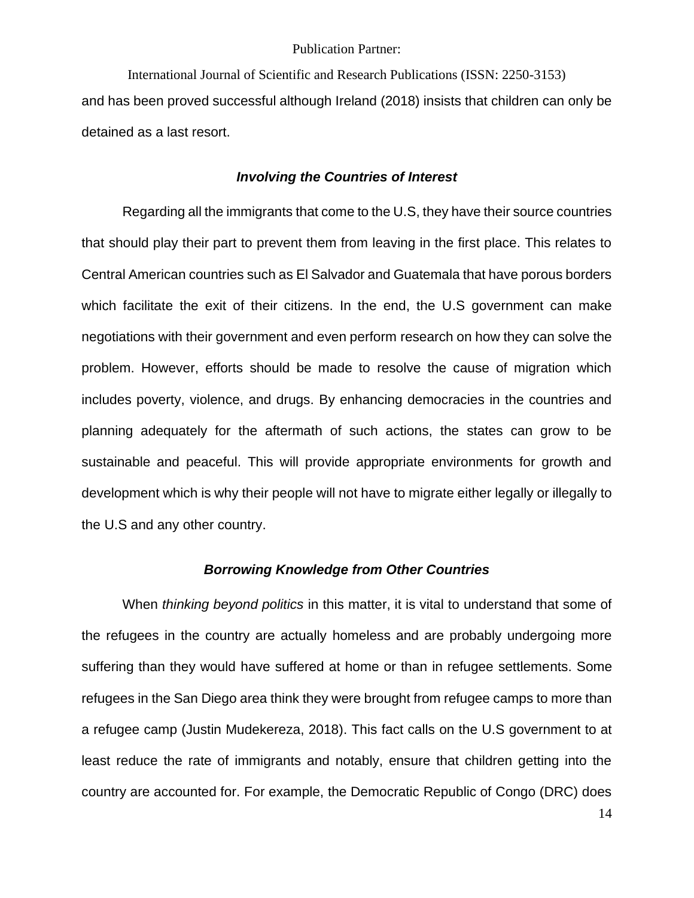and has been proved successful although Ireland (2018) insists that children can only be detained as a last resort.

### *Involving the Countries of Interest*

Regarding all the immigrants that come to the U.S, they have their source countries that should play their part to prevent them from leaving in the first place. This relates to Central American countries such as El Salvador and Guatemala that have porous borders which facilitate the exit of their citizens. In the end, the U.S government can make negotiations with their government and even perform research on how they can solve the problem. However, efforts should be made to resolve the cause of migration which includes poverty, violence, and drugs. By enhancing democracies in the countries and planning adequately for the aftermath of such actions, the states can grow to be sustainable and peaceful. This will provide appropriate environments for growth and development which is why their people will not have to migrate either legally or illegally to the U.S and any other country.

### *Borrowing Knowledge from Other Countries*

When *thinking beyond politics* in this matter, it is vital to understand that some of the refugees in the country are actually homeless and are probably undergoing more suffering than they would have suffered at home or than in refugee settlements. Some refugees in the San Diego area think they were brought from refugee camps to more than a refugee camp (Justin Mudekereza, 2018). This fact calls on the U.S government to at least reduce the rate of immigrants and notably, ensure that children getting into the country are accounted for. For example, the Democratic Republic of Congo (DRC) does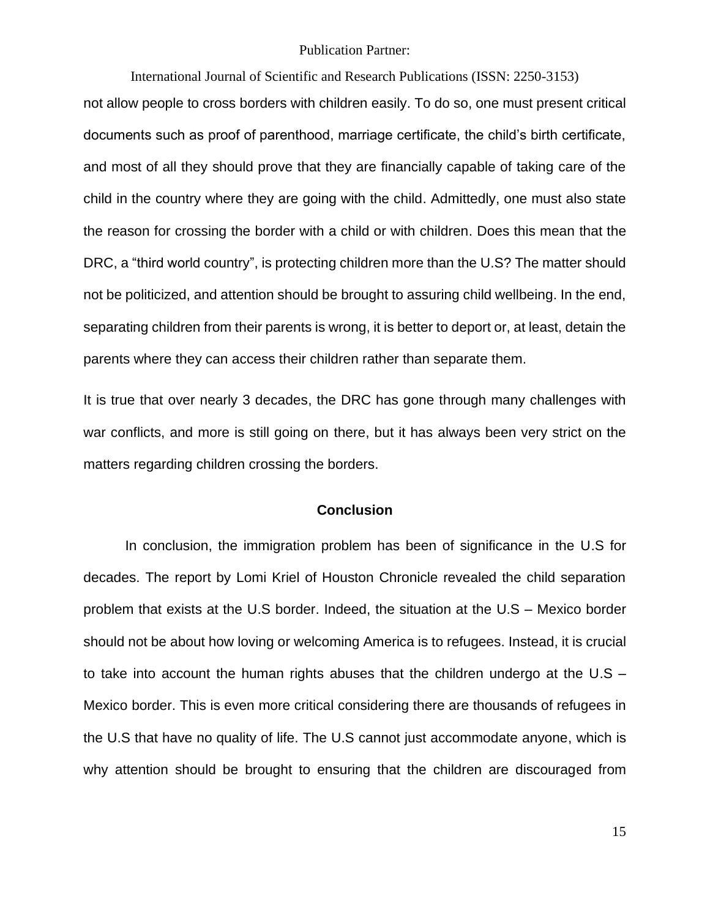not allow people to cross borders with children easily. To do so, one must present critical documents such as proof of parenthood, marriage certificate, the child's birth certificate, and most of all they should prove that they are financially capable of taking care of the child in the country where they are going with the child. Admittedly, one must also state the reason for crossing the border with a child or with children. Does this mean that the DRC, a "third world country", is protecting children more than the U.S? The matter should not be politicized, and attention should be brought to assuring child wellbeing. In the end, separating children from their parents is wrong, it is better to deport or, at least, detain the parents where they can access their children rather than separate them.

It is true that over nearly 3 decades, the DRC has gone through many challenges with war conflicts, and more is still going on there, but it has always been very strict on the matters regarding children crossing the borders.

## Conclusion

In conclusion, the immigration problem has been of significance in the U.S for decades. The report by Lomi Kriel of Houston Chronicle revealed the child separation problem that exists at the U.S border. Indeed, the situation at the U.S – Mexico border should not be about how loving or welcoming America is to refugees. Instead, it is crucial to take into account the human rights abuses that the children undergo at the U.S – Mexico border. This is even more critical considering there are thousands of refugees in the U.S that have no quality of life. The U.S cannot just accommodate anyone, which is why attention should be brought to ensuring that the children are discouraged from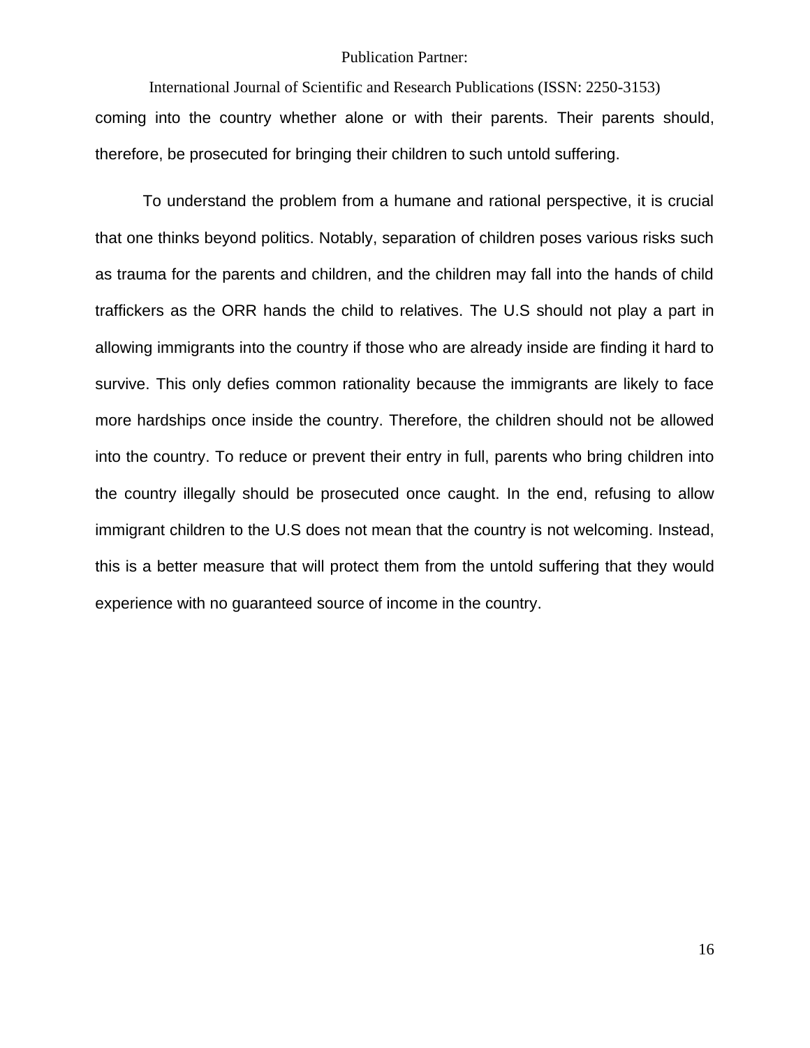coming into the country whether alone or with their parents. Their parents should, therefore, be prosecuted for bringing their children to such untold suffering.

To understand the problem from a humane and rational perspective, it is crucial that one thinks beyond politics. Notably, separation of children poses various risks such as trauma for the parents and children, and the children may fall into the hands of child traffickers as the ORR hands the child to relatives. The U.S should not play a part in allowing immigrants into the country if those who are already inside are finding it hard to survive. This only defies common rationality because the immigrants are likely to face more hardships once inside the country. Therefore, the children should not be allowed into the country. To reduce or prevent their entry in full, parents who bring children into the country illegally should be prosecuted once caught. In the end, refusing to allow immigrant children to the U.S does not mean that the country is not welcoming. Instead, this is a better measure that will protect them from the untold suffering that they would experience with no guaranteed source of income in the country.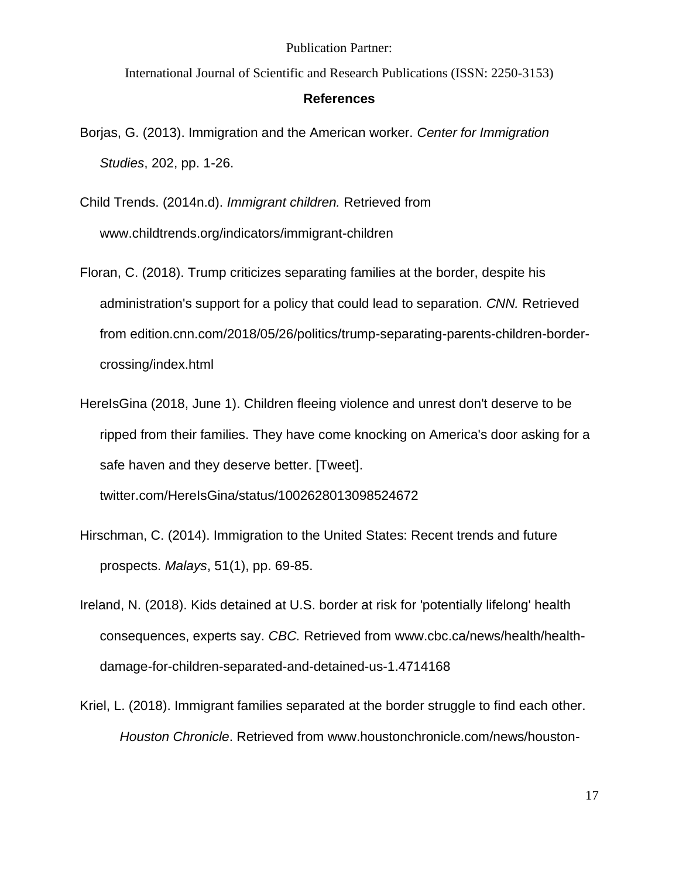## References

Borjas, G. (2013). Immigration and the American worker. *Center for Immigration Studies*, 202, pp. 1-26.

Child Trends. (2014n.d). *Immigrant children.* Retrieved from www.childtrends.org/indicators/immigrant-children

Floran, C. (2018). Trump criticizes separating families at the border, despite his administration's support for a policy that could lead to separation. *CNN.* Retrieved from edition.cnn.com/2018/05/26/politics/trump-separating-parents-children-border-crossing/index.html

HereIsGina (2018, June 1). Children fleeing violence and unrest don't deserve to be ripped from their families. They have come knocking on America's door asking for a safe haven and they deserve better. [Tweet]. twitter.com/HereIsGina/status/1002628013098524672

Hirschman, C. (2014). Immigration to the United States: Recent trends and future prospects. *Malays*, 51(1), pp. 69-85.

Ireland, N. (2018). Kids detained at U.S. border at risk for 'potentially lifelong' health consequences, experts say. *CBC.* Retrieved from www.cbc.ca/news/health/health-damage-for-children-separated-and-detained-us-1.4714168

Kriel, L. (2018). Immigrant families separated at the border struggle to find each other. *Houston Chronicle*. Retrieved from www.houstonchronicle.com/news/houston-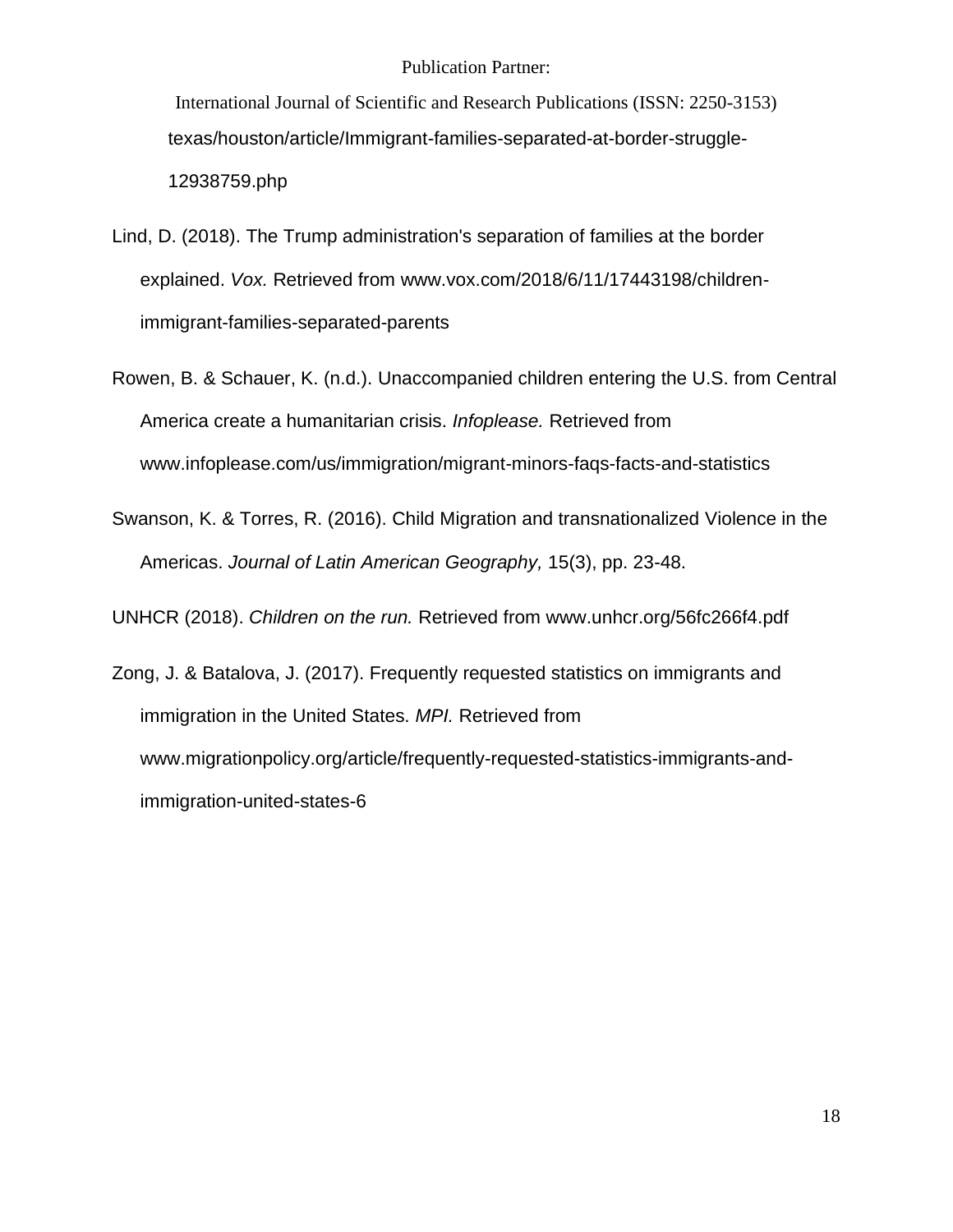texas/houston/article/Immigrant-families-separated-at-border-struggle-12938759.php

Lind, D. (2018). The Trump administration's separation of families at the border explained. *Vox.* Retrieved from www.vox.com/2018/6/11/17443198/children-immigrant-families-separated-parents

Rowen, B. & Schauer, K. (n.d.). Unaccompanied children entering the U.S. from Central America create a humanitarian crisis. *Infoplease.* Retrieved from www.infoplease.com/us/immigration/migrant-minors-faqs-facts-and-statistics

Swanson, K. & Torres, R. (2016). Child Migration and transnationalized Violence in the Americas. *Journal of Latin American Geography,* 15(3), pp. 23-48.

UNHCR (2018). *Children on the run.* Retrieved from www.unhcr.org/56fc266f4.pdf

Zong, J. & Batalova, J. (2017). Frequently requested statistics on immigrants and immigration in the United States. *MPI.* Retrieved from www.migrationpolicy.org/article/frequently-requested-statistics-immigrants-and-immigration-united-states-6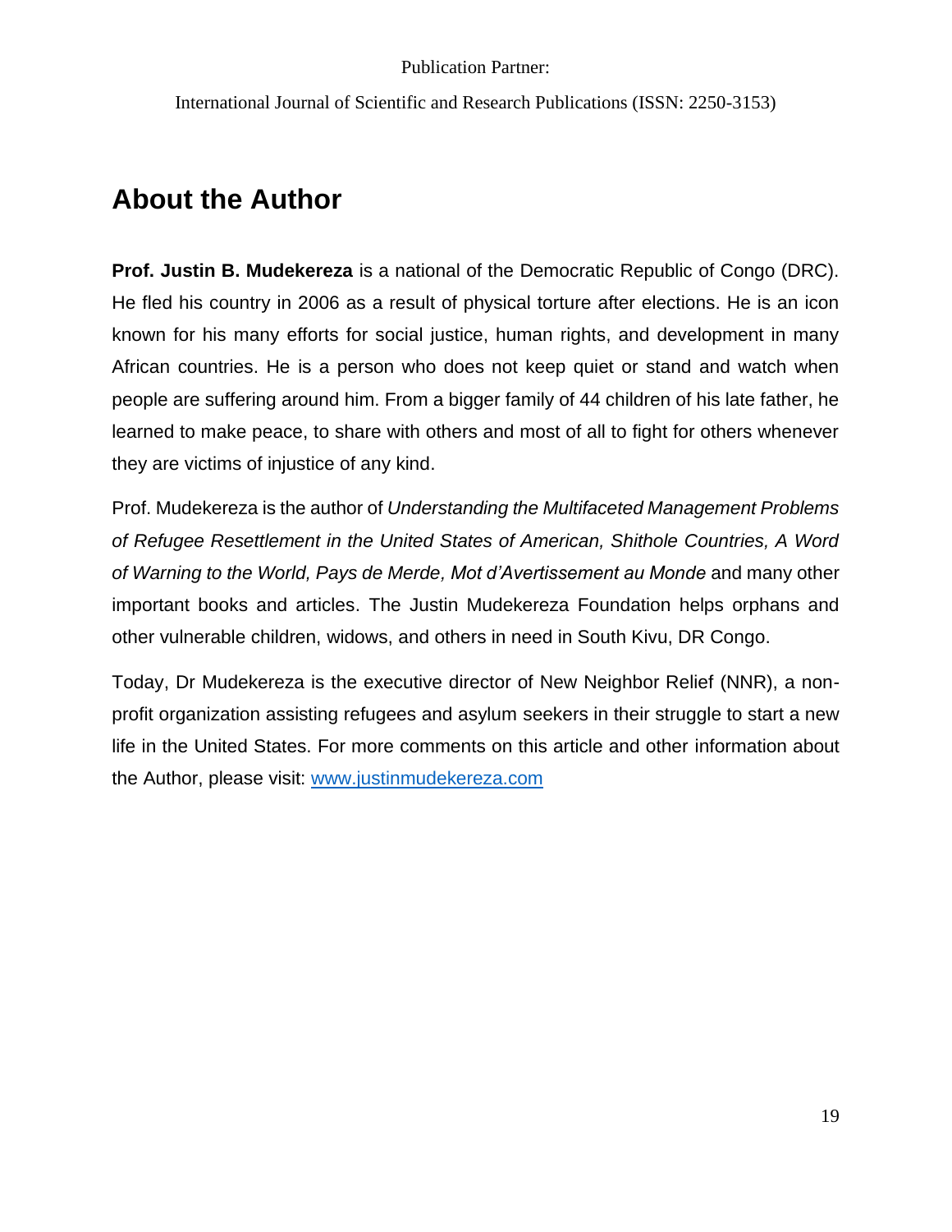Publication Partner:

International Journal of Scientific and Research Publications (ISSN: 2250-3153)

## About the Author

**Prof. Justin B. Mudekereza** is a national of the Democratic Republic of Congo (DRC). He fled his country in 2006 as a result of physical torture after elections. He is an icon known for his many efforts for social justice, human rights, and development in many African countries. He is a person who does not keep quiet or stand and watch when people are suffering around him. From a bigger family of 44 children of his late father, he learned to make peace, to share with others and most of all to fight for others whenever they are victims of injustice of any kind.

Prof. Mudekereza is the author of *Understanding the Multifaceted Management Problems of Refugee Resettlement in the United States of American, Shithole Countries, A Word of Warning to the World, Pays de Merde, Mot d'Avertissement au Monde* and many other important books and articles. The Justin Mudekereza Foundation helps orphans and other vulnerable children, widows, and others in need in South Kivu, DR Congo.

Today, Dr Mudekereza is the executive director of New Neighbor Relief (NNR), a non-profit organization assisting refugees and asylum seekers in their struggle to start a new life in the United States. For more comments on this article and other information about the Author, please visit: [www.justinmudekereza.com](http://www.justinmudekereza.com)